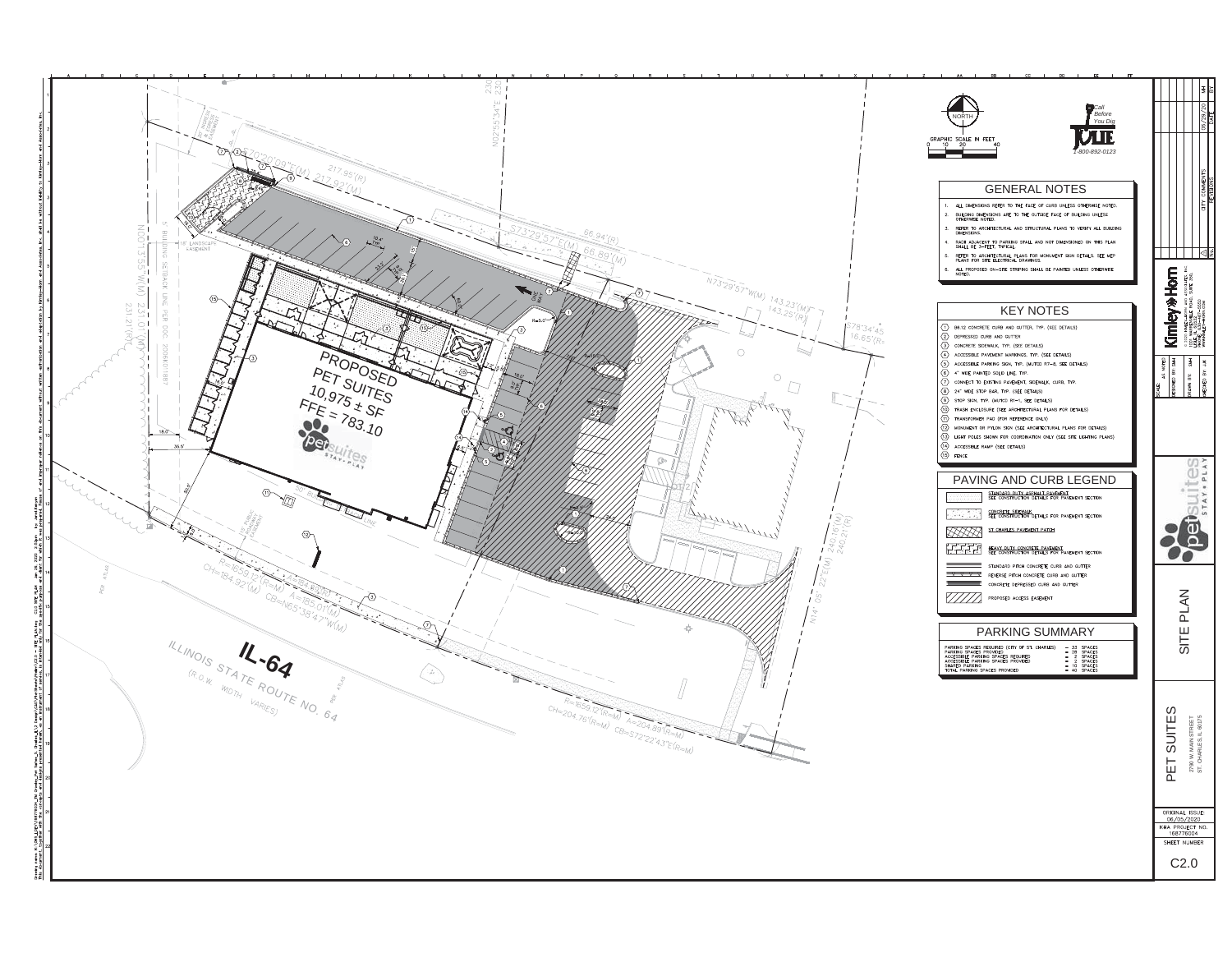# GENERAL NOTES

1. ALL DIMENSIONS REFER TO THE FACE OF CURB UNLESS OTHERWISE NOTED.
2. BUILDING DIMENSIONS ARE TO THE OUTSIDE FACE OF BUILDING UNLESS OTHERWISE NOTED.
3. REFER TO ARCHITECTURAL AND STRUCTURAL PLANS TO VERIFY ALL BUILDING DIMENSIONS.
4. RADII ADJACENT TO PARKING STALL AND NOT DIMENSIONED ON THIS PLAN SHALL BE 3-FEET, TYPICAL.
5. REFER TO ARCHITECTURAL PLANS FOR MONUMENT SIGN DETAILS. SEE MEP PLANS FOR SITE ELECTRICAL DRAWINGS.
6. ALL PROPOSED ON-SITE STRIPING SHALL BE PAINTED UNLESS OTHERWISE NOTED.

# KEY NOTES

1. B6.12 CONCRETE CURB AND GUTTER, TYP. (SEE DETAILS)
2. DEPRESSED CURB AND GUTTER
3. CONCRETE SIDEWALK, TYP. (SEE DETAILS)
4. ACCESSIBLE PAVEMENT MARKINGS, TYP. (SEE DETAILS)
5. ACCESSIBLE PARKING SIGN, TYP. (MUTCD R7-8, SEE DETAILS)
6. 4" WIDE PAINTED SOLID LINE, TYP.
7. CONNECT TO EXISTING PAVEMENT, SIDEWALK, CURB, TYP.
8. 24" WIDE STOP BAR, TYP. (SEE DETAILS)
9. STOP SIGN, TYP. (MUTCD R1-1, SEE DETAILS)
10. TRASH ENCLOSURE (SEE ARCHITECTURAL PLANS FOR DETAILS)
11. TRANSFORMER PAD (FOR REFERENCE ONLY)
12. MONUMENT OR PYLON SIGN (SEE ARCHITECTURAL PLANS FOR DETAILS)
13. LIGHT POLES SHOWN FOR COORDINATION ONLY (SEE SITE LIGHTING PLANS)
14. ACCESSIBLE RAMP (SEE DETAILS)
15. FENCE

# PAVING AND CURB LEGEND

- STANDARD DUTY ASPHALT PAVEMENT — SEE CONSTRUCTION DETAILS FOR PAVEMENT SECTION
- CONCRETE SIDEWALK — SEE CONSTRUCTION DETAILS FOR PAVEMENT SECTION
- ST. CHARLES PAVEMENT PATCH
- HEAVY DUTY CONCRETE PAVEMENT — SEE CONSTRUCTION DETAILS FOR PAVEMENT SECTION
- STANDARD PITCH CONCRETE CURB AND GUTTER
- REVERSE PITCH CONCRETE CURB AND GUTTER
- CONCRETE DEPRESSED CURB AND GUTTER
- PROPOSED ACCESS EASEMENT

# PARKING SUMMARY

| | | |
|---|---|---|
| PARKING SPACES REQUIRED (CITY OF ST. CHARLES) | = 33 | SPACES |
| PARKING SPACES PROVIDED | = 28 | SPACES |
| ACCESSIBLE PARKING SPACES REQUIRED | = 2 | SPACES |
| ACCESSIBLE PARKING SPACES PROVIDED | = 2 | SPACES |
| SHARED PARKING | = 10 | SPACES |
| TOTAL PARKING SPACES PROVIDED | = 40 | SPACES |

PROPOSED PET SUITES
10,975 ± SF
FFE = 783.10

IL-64
ILLINOIS STATE ROUTE NO. 64
(R.O.W. WIDTH VARIES)

GRAPHIC SCALE IN FEET: 0 10 20 40

JULIE — Call Before You Dig — 1-800-892-0123

| NO. | REVISIONS | DATE | BY |
|---|---|---|---|
| 1 | CITY COMMENTS | 06/29/20 | MH |

Kimley-Horn

SCALE: AS NOTED | DESIGNED BY: SMH | DRAWN BY: SMH | CHECKED BY: JJK

SITE PLAN

PET SUITES
2790 W. MAIN STREET
ST. CHARLES, IL 60175

ORIGINAL ISSUE: 06/05/2020
KHA PROJECT NO. 168776004
SHEET NUMBER C2.0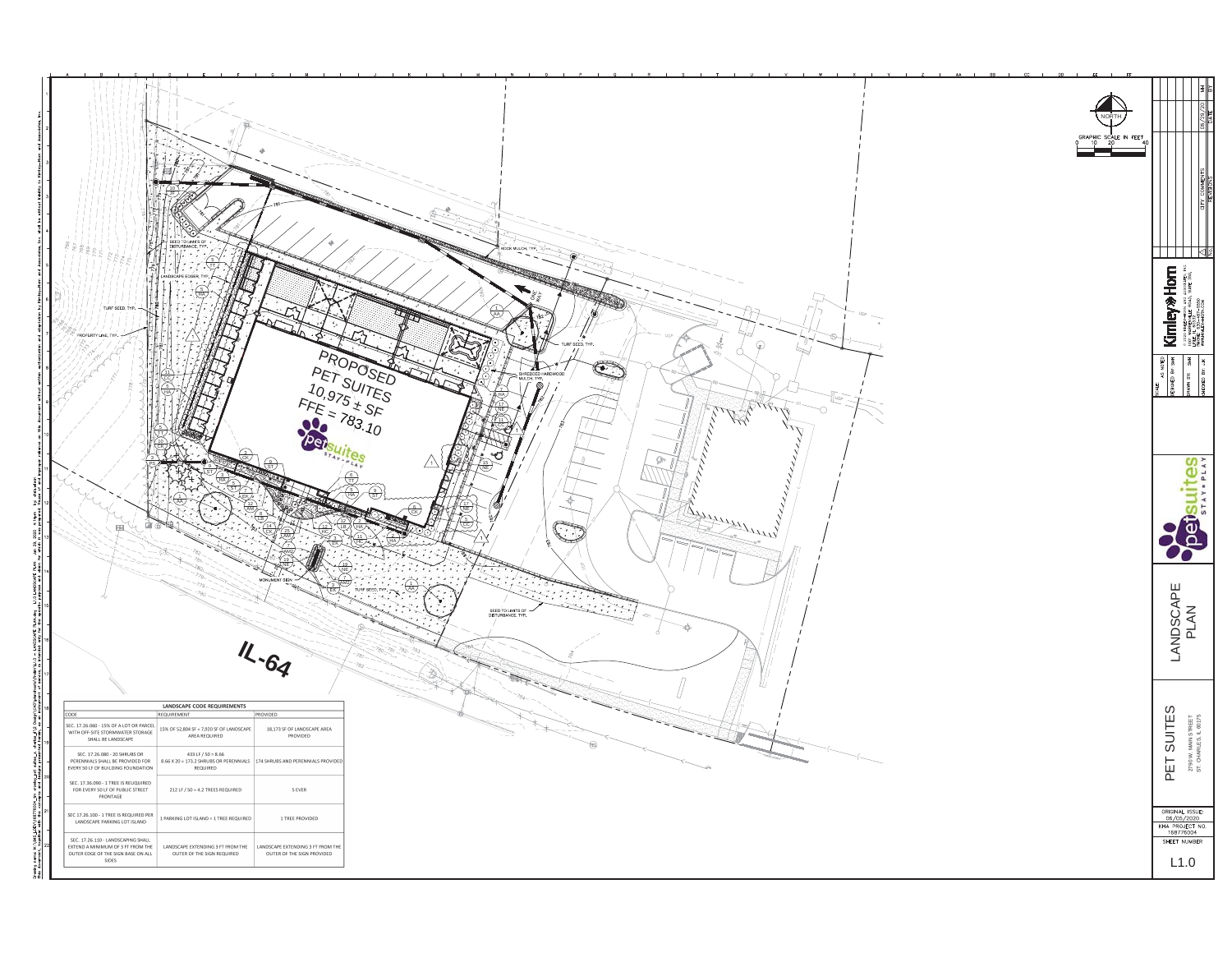PROPOSED
PET SUITES
10,975 ± SF
FFE = 783.10

IL-64

SEED TO LIMITS OF DISTURBANCE, TYP.

LANDSCAPE EDGER, TYP.

TURF SEED, TYP.

PROPERTY LINE, TYP.

ROCK MULCH, TYP.

ONE WAY

TURF SEED, TYP.

SHREDDED HARDWOOD MULCH, TYP.

MONUMENT SIGN

TURF SEED, TYP.

SEED TO LIMITS OF DISTURBANCE, TYP.

NORTH

GRAPHIC SCALE IN FEET
0 10 20 40

| LANDSCAPE CODE REQUIREMENTS | | |
|---|---|---|
| CODE | REQUIREMENT | PROVIDED |
| SEC. 17.26.060 - 15% OF A LOT OR PARCEL WITH OFF-SITE STORMWATER STORAGE SHALL BE LANDSCAPE | 15% OF 52,804 SF = 7,920 SF OF LANDSCAPE AREA REQUIRED | 18,173 SF OF LANDSCAPE AREA PROVIDED |
| SEC. 17.26.080 - 20 SHRUBS OR PERENNIALS SHALL BE PROVIDED FOR EVERY 50 LF OF BUILDING FOUNDATION | 433 LF / 50 = 8.66<br>8.66 X 20 = 173.2 SHRUBS OR PERENNIALS REQUIRED | 174 SHRUBS AND PERENNIALS PROVIDED |
| SEC. 17.26.090 - 1 TREE IS REQUIRED FOR EVERY 50 LF OF PUBLIC STREET FRONTAGE | 212 LF / 50 = 4.2 TREES REQUIRED | 5 EVER |
| SEC 17.26.100 - 1 TREE IS REQUIRED PER LANDSCAPE PARKING LOT ISLAND | 1 PARKING LOT ISLAND = 1 TREE REQUIRED | 1 TREE PROVIDED |
| SEC. 17.26.110 - LANDSCAPING SHALL EXTEND A MINIMUM OF 3 FT FROM THE OUTER EDGE OF THE SIGN BASE ON ALL SIDES | LANDSCAPE EXTENDING 3 FT FROM THE OUTER OF THE SIGN REQUIRED | LANDSCAPE EXTENDING 3 FT FROM THE OUTER OF THE SIGN PROVIDED |

| NO. | REVISIONS | DATE | BY |
|---|---|---|---|
| 1 | CITY COMMENTS | 08/27/20 | MH |

Kimley»Horn
© 2020 KIMLEY-HORN AND ASSOCIATES, INC.
1001 WARRENVILLE ROAD, SUITE 350,
LISLE, IL 60532
PHONE: 630-487-5550
WWW.KIMLEY-HORN.COM

SCALE: AS NOTED
DESIGNED BY: SMH
DRAWN BY: SMH
CHECKED BY: JJK

pet suites STAY • PLAY

LANDSCAPE PLAN

PET SUITES
2790 W. MAIN STREET
ST. CHARLES, IL 60175

ORIGINAL ISSUE: 08/05/2020
KHA PROJECT NO. 168776004
SHEET NUMBER
L1.0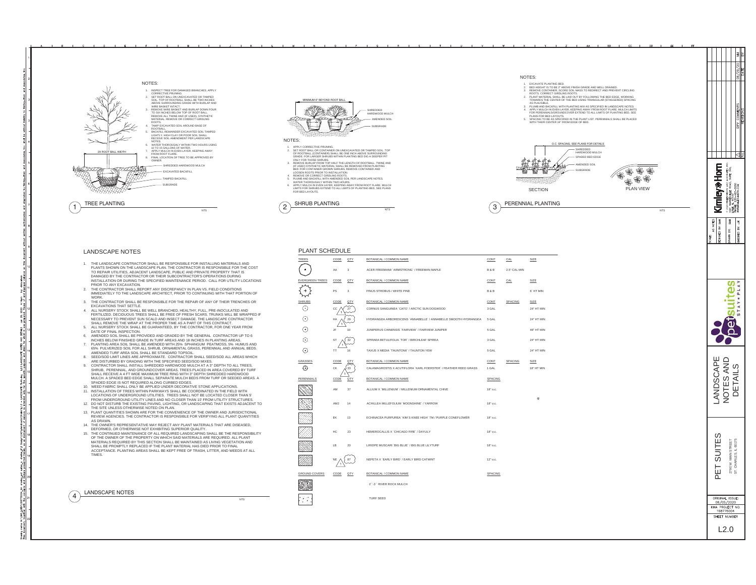## 1 TREE PLANTING

NTS

NOTES:

1. INSPECT TREE FOR DAMAGED BRANCHES, APPLY CORRECTIVE PRUNING.
2. SET ROOT BALL ON UNEXCAVATED OR TAMPED SOIL. TOP OF ROOTBALL SHALL BE TWO INCHES ABOVE SURROUNDING GRADE WITH BURLAP AND WIRE BASKET INTACT.
3. REMOVE WIRE BASKET AND BURLAP DOWN FOUR TO SIX INCHES BELOW TOP OF ROOT BALL. REMOVE ALL TWINE AND (IF USED), SYNTHETIC MATERIAL. REMOVE OR CORRECT GIRDLING ROOTS.
4. TAMP EXCAVATED SOIL AROUND BASE OF ROOTBALL.
5. BACKFILL REMAINDER EXCAVATED SOIL TAMPED LIGHTLY. HIGH CLAY OR POOR SOIL SHALL RECEIVE SOIL AMENDMENT PER LANDSCAPE NOTES.
6. WATER THOROUGHLY WITHIN TWO HOURS USING 10 TO 15 GALLONS OF WATER.
7. APPLY MULCH IN EVEN LAYER, KEEPING AWAY FROM ROOT FLARE.
8. FINAL LOCATION OF TREE TO BE APPROVED BY OWNER.

2X ROOT BALL WIDTH

SHREDDED HARDWOOD MULCH

EXCAVATED BACKFILL

TAMPED BACKFILL

SUBGRADE

## 2 SHRUB PLANTING

NTS

MINIMUM 6" BEYOND ROOT BALL

SHREDDED HARDWOOD MULCH

AMENDED SOIL

SUBGRADE

NOTES:

1. APPLY CORRECTIVE PRUNING.
2. SET ROOT BALL OR CONTAINER ON UNEXCAVATED OR TAMPED SOIL. TOP OF ROOTBALL (CONTAINER) SHALL BE ONE INCH ABOVE SURROUNDING GRADE. FOR LARGER SHRUBS WITHIN PLANTING BED DIG A DEEPER PIT ONLY FOR THOSE SHRUBS.
3. REMOVE BURLAP FROM TOP HALF THE LENGTH OF ROOTBALL. TWINE AND (IF USED) SYNTHETIC MATERIAL SHALL BE REMOVED FROM PLANTING BED. FOR CONTAINER GROWN SHRUBS, REMOVE CONTAINER AND LOOSEN ROOTS PRIOR TO INSTALLATION.
4. REMOVE OR CORRECT GIRDLING ROOTS.
5. PLUMB AND BACKFILL WITH AMENDED SOIL PER LANDSCAPE NOTES. WATER THOROUGHLY WITHIN TWO HOURS.
6. APPLY MULCH IN EVEN LAYER, KEEPING AWAY FROM ROOT FLARE. MULCH LIMITS FOR SHRUBS EXTEND TO ALL LIMITS OF PLANTING BED, SEE PLANS FOR BED LAYOUTS.

## 3 PERENNIAL PLANTING

NTS

NOTES:

1. EXCAVATE PLANTING BED.
2. BED HEIGHT IS TO BE 3" ABOVE FINISH GRADE AND WELL DRAINED.
3. REMOVE CONTAINER, SCORE SOIL MASS TO REDIRECT AND PREVENT CIRCLING ROOTS. CORRECT GIRDLING ROOTS.
2. PLANT MATERIAL SHALL BE LAID OUT BY FOLLOWING THE BED EDGE, WORKING TOWARDS THE CENTER OF THE BED USING TRIANGULAR (STAGGERED) SPACING AS PLAUSIBLE.
3. PLUMB AND BACKFILL WITH PLANTING MIX AS SPECIFIED IN LANDSCAPE NOTES.
4. APPLY MULCH IN EVEN LAYER, KEEPING AWAY FROM ROOT FLARE. MULCH LIMITS FOR PERENNIALS/GROUNDCOVER EXTEND TO ALL LIMITS OF PLANTING BED, SEE PLANS FOR BED LAYOUTS.
5. SPACING TO BE AS SPECIFIED IN THE PLANT LIST. PERENNIALS SHALL BE PLACED WITH THEIR CENTER 24" FROM EDGE OF BED.

O.C. SPACING, SEE PLANS FOR DETAILS

SHREDDED HARDWOOD MULCH

SPADED BED EDGE

AMENDED SOIL

SUBGRADE

SECTION

PLAN VIEW

## 4 LANDSCAPE NOTES

NTS

1. THE LANDSCAPE CONTRACTOR SHALL BE RESPONSIBLE FOR INSTALLING MATERIALS AND PLANTS SHOWN ON THE LANDSCAPE PLAN. THE CONTRACTOR IS RESPONSIBLE FOR THE COST TO REPAIR UTILITIES, ADJACENT LANDSCAPE, PUBLIC AND PRIVATE PROPERTY THAT IS DAMAGED BY THE CONTRACTOR OR THEIR SUBCONTRACTOR'S OPERATIONS DURING INSTALLATION OR DURING THE SPECIFIED MAINTENANCE PERIOD. CALL FOR UTILITY LOCATIONS PRIOR TO ANY EXCAVATION.
2. THE CONTRACTOR SHALL REPORT ANY DISCREPANCY IN PLAN VS. FIELD CONDITIONS IMMEDIATELY TO THE LANDSCAPE ARCHITECT, PRIOR TO CONTINUING WITH THAT PORTION OF WORK.
3. THE CONTRACTOR SHALL BE RESPONSIBLE FOR THE REPAIR OF ANY OF THEIR TRENCHES OR EXCAVATIONS THAT SETTLE.
4. ALL NURSERY STOCK SHALL BE WELL BRANCHED, HEALTHY, FULL, PRE-INOCULATED AND FERTILIZED. DECIDUOUS TREES SHALL BE FREE OF FRESH SCARS. TRUNKS WILL BE WRAPPED IF NECESSARY TO PREVENT SUN SCALD AND INSECT DAMAGE. THE LANDSCAPE CONTRACTOR SHALL REMOVE THE WRAP AT THE PROPER TIME AS A PART OF THIS CONTRACT.
5. ALL NURSERY STOCK SHALL BE GUARANTEED, BY THE CONTRACTOR, FOR ONE YEAR FROM DATE OF FINAL INSPECTION.
6. AMENDED SOIL SHALL BE PROVIDED AND GRADED BY THE GENERAL CONTRACTOR UP TO 6 INCHES BELOW FINISHED GRADE IN TURF AREAS AND 18 INCHES IN PLANTING AREAS.
7. PLANTING AREA SOIL SHALL BE AMENDED WITH 25% SPHANGUM PEATMOSS, 5% HUMUS AND 65% PULVERIZED SOIL FOR ALL SHRUB, ORNAMENTAL GRASS, PERENNIAL AND ANNUAL BEDS. AMENDED TURF AREA SOIL SHALL BE STANDARD TOPSOIL.
8. SEED/SOD LIMIT LINES ARE APPROXIMATE. CONTRACTOR SHALL SEED/SOD ALL AREAS WHICH ARE DISTURBED BY GRADING WITH THE SPECIFIED SEED/SOD MIXES.
9. CONTRACTOR SHALL INSTALL SHREDDED HARDWOOD MULCH AT A 3" DEPTH TO ALL TREES, SHRUB, PERENNIAL, AND GROUNDCOVER AREAS. TREES PLACED IN AREA COVERED BY TURF SHALL RECEIVE A 4 FT WIDE MAXIMUM TREE RING WITH 3" DEPTH SHREDDED HARDWOOD MULCH. A SPADED BED EDGE SHALL SEPARATE MULCH BEDS FROM TURF OR SEEDED AREAS. A SPADED EDGE IS NOT REQUIRED ALONG CURBED EDGES.
10. WEED FABRIC SHALL ONLY BE APPLIED UNDER DECORATIVE STONE APPLICATIONS.
11. INSTALLATION OF TREES WITHIN PARKWAYS SHALL BE COORDINATED IN THE FIELD WITH LOCATIONS OF UNDERGROUND UTILITIES. TREES SHALL NOT BE LOCATED CLOSER THAN 5' FROM UNDERGROUND UTILITY LINES AND NO CLOSER THAN 10' FROM UTILITY STRUCTURES.
12. DO NOT DISTURB THE EXISTING PAVING, LIGHTING, OR LANDSCAPING THAT EXISTS ADJACENT TO THE SITE UNLESS OTHERWISE NOTED ON PLAN.
13. PLANT QUANTITIES SHOWN ARE FOR THE CONVENIENCE OF THE OWNER AND JURISDICTIONAL REVIEW AGENCIES. THE CONTRACTOR IS RESPONSIBLE FOR VERIFYING ALL PLANT QUANTITIES AS DRAWN.
14. THE OWNER'S REPRESENTATIVE MAY REJECT ANY PLANT MATERIALS THAT ARE DISEASED, DEFORMED, OR OTHERWISE NOT EXHIBITING SUPERIOR QUALITY.
15. THE CONTINUED MAINTENANCE OF ALL REQUIRED LANDSCAPING SHALL BE THE RESPONSIBILITY OF THE OWNER OF THE PROPERTY ON WHICH SAID MATERIALS ARE REQUIRED. ALL PLANT MATERIALS REQUIRED BY THIS SECTION SHALL BE MAINTAINED AS LIVING VEGETATION AND SHALL BE PROMPTLY REPLACED IF THE PLANT MATERIAL HAS DIED PRIOR TO FINAL ACCEPTANCE. PLANTING AREAS SHALL BE KEPT FREE OF TRASH, LITTER, AND WEEDS AT ALL TIMES.

## PLANT SCHEDULE

| TREES | CODE | QTY | BOTANICAL / COMMON NAME | CONT | CAL | SIZE |
|---|---|---|---|---|---|---|
| | AA | 3 | ACER FREEMANII `ARMSTRONG` / FREEMAN MAPLE | B & B | 2.5" CAL MIN | |
| EVERGREEN TREES | CODE | QTY | BOTANICAL / COMMON NAME | CONT | CAL | SIZE |
| | PS | 3 | PINUS STROBUS / WHITE PINE | B & B | | 6` HT MIN |
| SHRUBS | CODE | QTY | BOTANICAL / COMMON NAME | CONT | SPACING | SIZE |
| | CC | 27 | CORNUS SANGUINEA `CATO` / ARCTIC SUN DOGWOOD | 3 GAL | | 24" HT MIN |
| | HA | 29 | HYDRANGEA ARBORESCENS `ANNABELLE` / ANNABELLE SMOOTH HYDRANGEA | 5 GAL | | 24" HT MIN |
| | JF | 10 | JUNIPERUS CHINENSIS `FAIRVIEW` / FAIRVIEW JUNIPER | 5 GAL | | 48" HT MIN |
| | ST | 32 | SPIRAEA BETULIFOLIA `TOR` / BIRCHLEAF SPIREA | 3 GAL | | 24" HT MIN |
| | TT | 16 | TAXUS X MEDIA `TAUNTONII` / TAUNTON YEW | 5 GAL | | 24" HT MIN |
| GRASSES | CODE | QTY | BOTANICAL / COMMON NAME | CONT | SPACING | SIZE |
| | CK | 33 | CALAMAGROSTIS X ACUTIFLORA `KARL FOERSTER` / FEATHER REED GRASS | 1 GAL | | 18" HT MIN |
| PERENNIALS | CODE | QTY | BOTANICAL / COMMON NAME | SPACING | | |
| | AM | 37 | ALLIUM X `MILLENIUM` / MILLENIUM ORNAMENTAL CHIVE | 18" o.c. | | |
| | AM2 | 14 | ACHILLEA MILLEFOLIUM `MOONSHINE` / YARROW | 18" o.c. | | |
| | EK | 13 | ECHINACEA PURPUREA `KIM`S KNEE HIGH` TM / PURPLE CONEFLOWER | 18" o.c. | | |
| | HC | 23 | HEMEROCALLIS X `CHICAGO FIRE` / DAYLILY | 18" o.c. | | |
| | LB | 20 | LIRIOPE MUSCARI `BIG BLUE` / BIG BLUE LILYTURF | 18" o.c. | | |
| | NE | 87 | NEPETA X `EARLY BIRD` / EARLY BIRD CATMINT | 12" o.c. | | |
| GROUND COVERS | CODE | QTY | BOTANICAL / COMMON NAME | SPACING | | |
| | | | 2`-3`` RIVER ROCK MULCH | | | |
| | | | TURF SEED | | | |

Kimley-Horn

SCALE: AS NOTED
DESIGNED BY: SMH
DRAWN BY: SMH
CHECKED BY: JJK

REVISIONS: 1 — CITY COMMENTS — 08/26/2020 — MH

# LANDSCAPE NOTES AND DETAILS

PET SUITES
2790 W. MAIN STREET
ST. CHARLES, IL 60175

ORIGINAL ISSUE: 06/05/2020
KHA PROJECT NO. 168776004
SHEET NUMBER
L2.0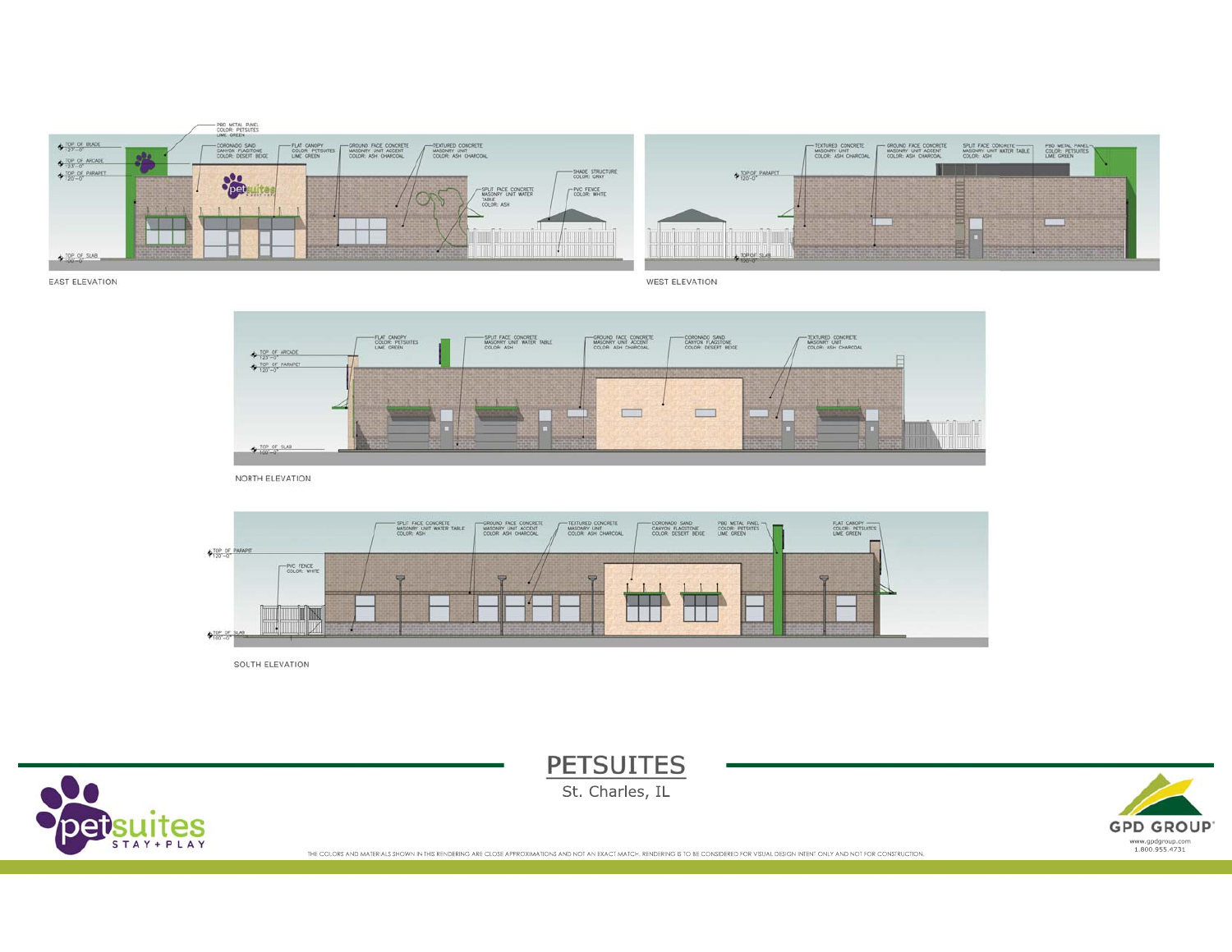PBD METAL PANEL
COLOR: PETSUITES
LIME GREEN

TOP OF BLADE
127'-0"

TOP OF ARCADE
123'-0"

TOP OF PARAPET
120'-0"

CORONADO SAND
CANYON FLAGSTONE
COLOR: DESERT BEIGE

FLAT CANOPY
COLOR: PETSUITES
LIME GREEN

GROUND FACE CONCRETE
MASONRY UNIT ACCENT
COLOR: ASH CHARCOAL

TEXTURED CONCRETE
MASONRY UNIT
COLOR: ASH CHARCOAL

SHADE STRUCTURE
COLOR: GRAY

SPLIT FACE CONCRETE
MASONRY UNIT WATER
TABLE
COLOR: ASH

PVC FENCE
COLOR: WHITE

TOP OF SLAB
100'-0"

EAST ELEVATION

TEXTURED CONCRETE
MASONRY UNIT
COLOR: ASH CHARCOAL

GROUND FACE CONCRETE
MASONRY UNIT ACCENT
COLOR: ASH CHARCOAL

SPLIT FACE CONCRETE
MASONRY UNIT WATER TABLE
COLOR: ASH

PBD METAL PANEL
COLOR: PETSUITES
LIME GREEN

TOP OF PARAPET
120'-0"

TOP OF SLAB
100'-0"

WEST ELEVATION

FLAT CANOPY
COLOR: PETSUITES
LIME GREEN

SPLIT FACE CONCRETE
MASONRY UNIT WATER TABLE
COLOR: ASH

GROUND FACE CONCRETE
MASONRY UNIT ACCENT
COLOR: ASH CHARCOAL

CORONADO SAND
CANYON FLAGSTONE
COLOR: DESERT BEIGE

TEXTURED CONCRETE
MASONRY UNIT
COLOR: ASH CHARCOAL

TOP OF ARCADE
123'-0"

TOP OF PARAPET
120'-0"

TOP OF SLAB
100'-0"

NORTH ELEVATION

SPLIT FACE CONCRETE
MASONRY UNIT WATER TABLE
COLOR: ASH

GROUND FACE CONCRETE
MASONRY UNIT ACCENT
COLOR: ASH CHARCOAL

TEXTURED CONCRETE
MASONRY UNIT
COLOR: ASH CHARCOAL

CORONADO SAND
CANYON FLAGSTONE
COLOR: DESERT BEIGE

PBD METAL PANEL
COLOR: PETSUITES
LIME GREEN

FLAT CANOPY
COLOR: PETSUITES
LIME GREEN

TOP OF PARAPET
120'-0"

PVC FENCE
COLOR: WHITE

TOP OF SLAB
100'-0"

SOUTH ELEVATION

# PETSUITES

St. Charles, IL

petsuites STAY+PLAY

GPD GROUP
www.gpdgroup.com
1.800.955.4731

THE COLORS AND MATERIALS SHOWN IN THIS RENDERING ARE CLOSE APPROXIMATIONS AND NOT AN EXACT MATCH. RENDERING IS TO BE CONSIDERED FOR VISUAL DESIGN INTENT ONLY AND NOT FOR CONSTRUCTION.